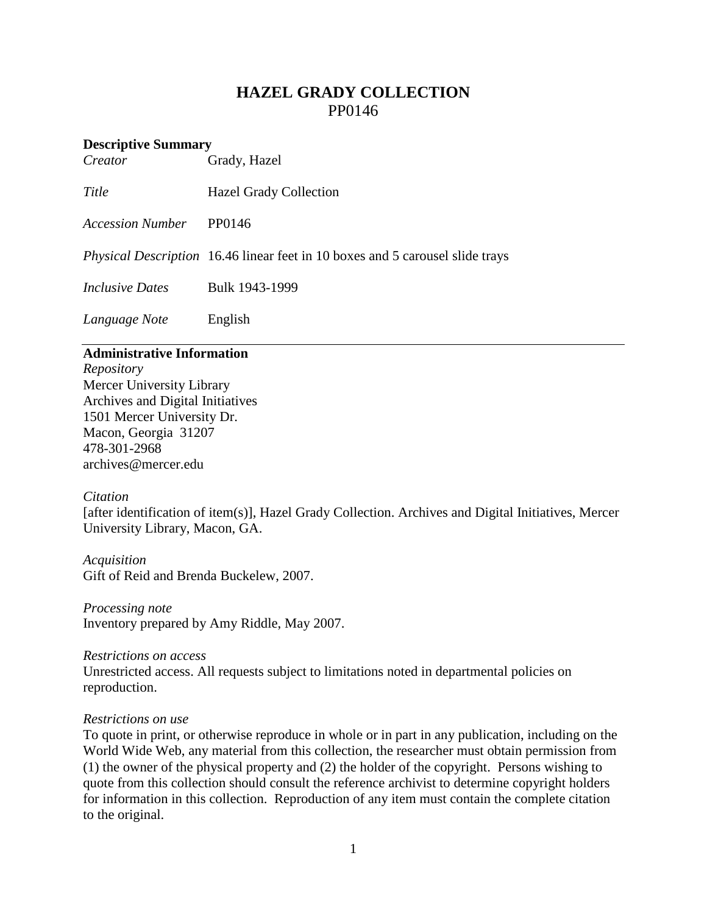# HAZEL GRADY COLLECTION
PP0146

## Descriptive Summary

| | |
|---|---|
| *Creator* | Grady, Hazel |
| *Title* | Hazel Grady Collection |
| *Accession Number* | PP0146 |
| *Physical Description* | 16.46 linear feet in 10 boxes and 5 carousel slide trays |
| *Inclusive Dates* | Bulk 1943-1999 |
| *Language Note* | English |

## Administrative Information

*Repository*
Mercer University Library
Archives and Digital Initiatives
1501 Mercer University Dr.
Macon, Georgia 31207
478-301-2968
archives@mercer.edu

*Citation*
[after identification of item(s)], Hazel Grady Collection. Archives and Digital Initiatives, Mercer University Library, Macon, GA.

*Acquisition*
Gift of Reid and Brenda Buckelew, 2007.

*Processing note*
Inventory prepared by Amy Riddle, May 2007.

*Restrictions on access*
Unrestricted access. All requests subject to limitations noted in departmental policies on reproduction.

*Restrictions on use*
To quote in print, or otherwise reproduce in whole or in part in any publication, including on the World Wide Web, any material from this collection, the researcher must obtain permission from (1) the owner of the physical property and (2) the holder of the copyright. Persons wishing to quote from this collection should consult the reference archivist to determine copyright holders for information in this collection. Reproduction of any item must contain the complete citation to the original.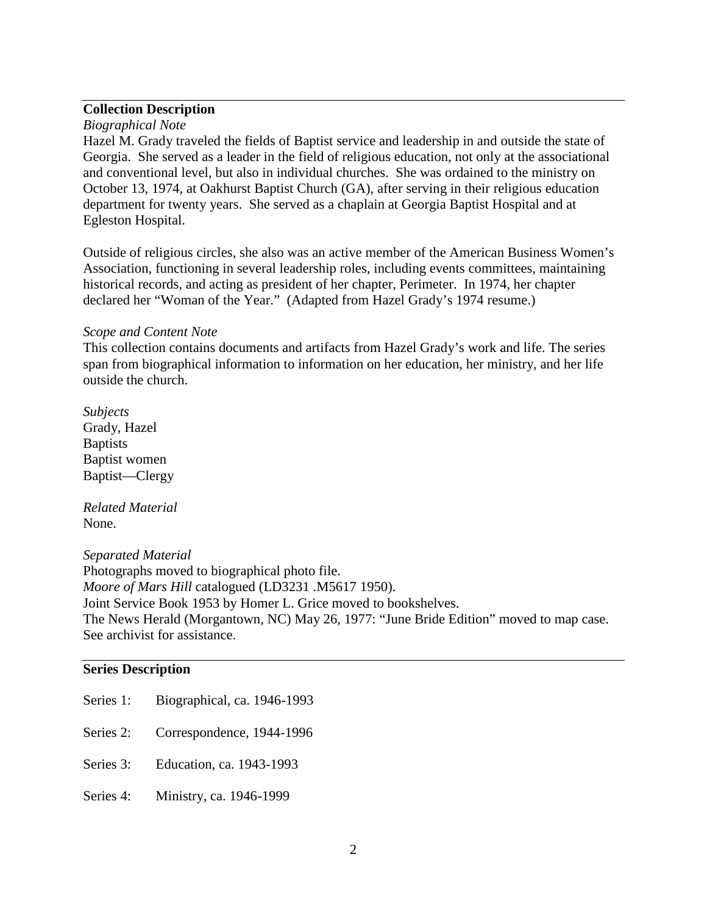## Collection Description

*Biographical Note*

Hazel M. Grady traveled the fields of Baptist service and leadership in and outside the state of Georgia. She served as a leader in the field of religious education, not only at the associational and conventional level, but also in individual churches. She was ordained to the ministry on October 13, 1974, at Oakhurst Baptist Church (GA), after serving in their religious education department for twenty years. She served as a chaplain at Georgia Baptist Hospital and at Egleston Hospital.

Outside of religious circles, she also was an active member of the American Business Women's Association, functioning in several leadership roles, including events committees, maintaining historical records, and acting as president of her chapter, Perimeter. In 1974, her chapter declared her "Woman of the Year." (Adapted from Hazel Grady's 1974 resume.)

*Scope and Content Note*

This collection contains documents and artifacts from Hazel Grady's work and life. The series span from biographical information to information on her education, her ministry, and her life outside the church.

*Subjects*

Grady, Hazel
Baptists
Baptist women
Baptist—Clergy

*Related Material*

None.

*Separated Material*

Photographs moved to biographical photo file.
*Moore of Mars Hill* catalogued (LD3231 .M5617 1950).
Joint Service Book 1953 by Homer L. Grice moved to bookshelves.
The News Herald (Morgantown, NC) May 26, 1977: "June Bride Edition" moved to map case. See archivist for assistance.

## Series Description

Series 1: Biographical, ca. 1946-1993

Series 2: Correspondence, 1944-1996

Series 3: Education, ca. 1943-1993

Series 4: Ministry, ca. 1946-1999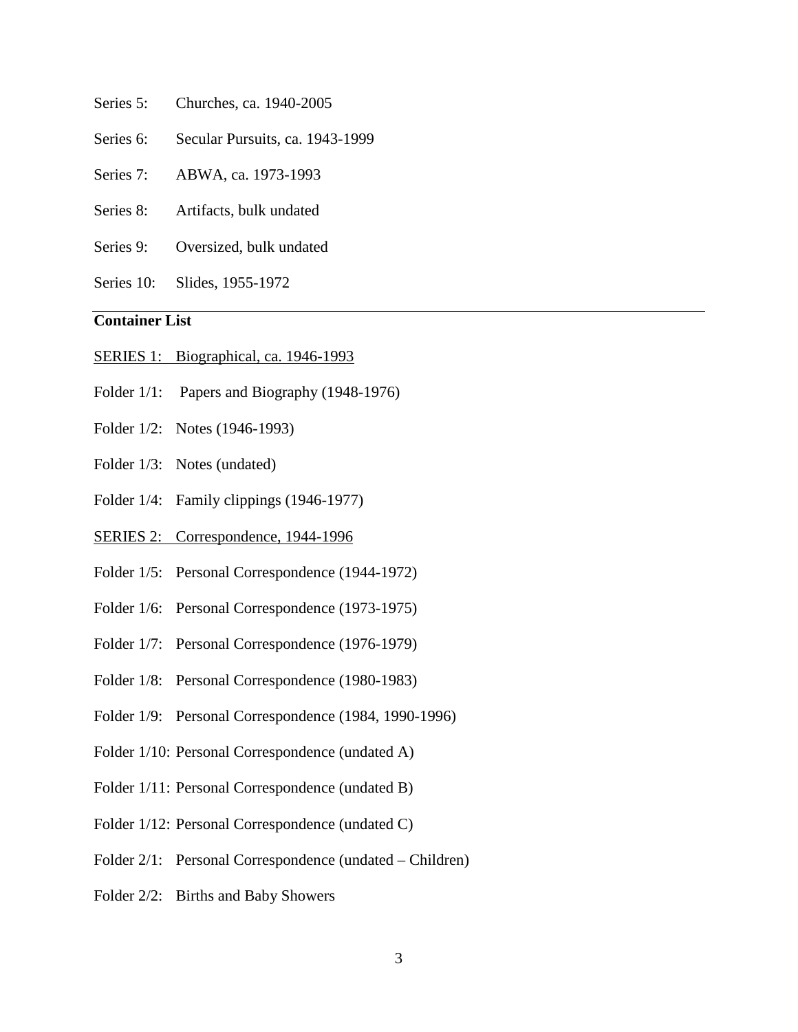Series 5: Churches, ca. 1940-2005

Series 6: Secular Pursuits, ca. 1943-1999

Series 7: ABWA, ca. 1973-1993

Series 8: Artifacts, bulk undated

Series 9: Oversized, bulk undated

Series 10: Slides, 1955-1972

---

## Container List

<u>SERIES 1: Biographical, ca. 1946-1993</u>

Folder 1/1: Papers and Biography (1948-1976)

Folder 1/2: Notes (1946-1993)

Folder 1/3: Notes (undated)

Folder 1/4: Family clippings (1946-1977)

<u>SERIES 2: Correspondence, 1944-1996</u>

Folder 1/5: Personal Correspondence (1944-1972)

Folder 1/6: Personal Correspondence (1973-1975)

Folder 1/7: Personal Correspondence (1976-1979)

Folder 1/8: Personal Correspondence (1980-1983)

Folder 1/9: Personal Correspondence (1984, 1990-1996)

Folder 1/10: Personal Correspondence (undated A)

Folder 1/11: Personal Correspondence (undated B)

Folder 1/12: Personal Correspondence (undated C)

Folder 2/1: Personal Correspondence (undated – Children)

Folder 2/2: Births and Baby Showers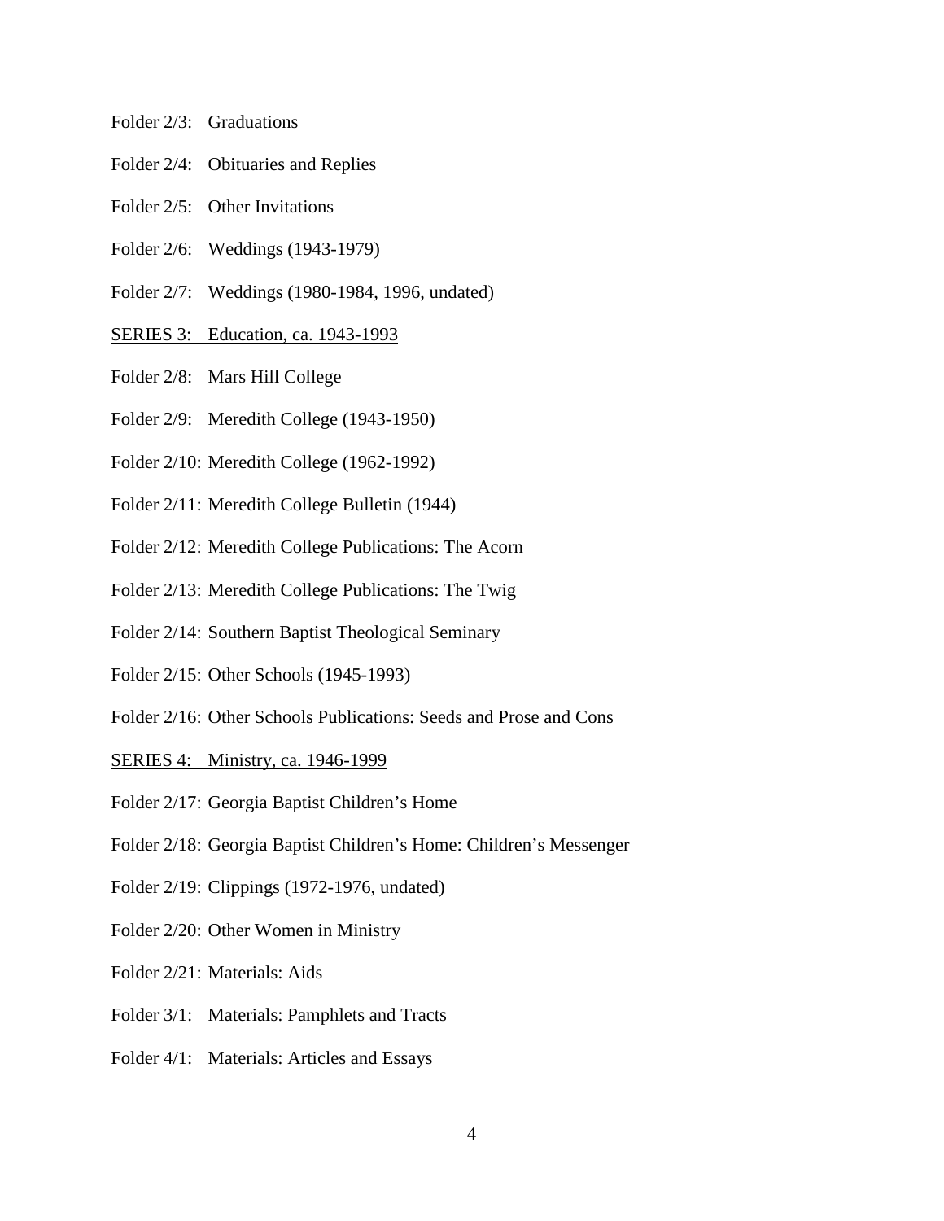Folder 2/3: Graduations

Folder 2/4: Obituaries and Replies

Folder 2/5: Other Invitations

Folder 2/6: Weddings (1943-1979)

Folder 2/7: Weddings (1980-1984, 1996, undated)

<u>SERIES 3: Education, ca. 1943-1993</u>

Folder 2/8: Mars Hill College

Folder 2/9: Meredith College (1943-1950)

Folder 2/10: Meredith College (1962-1992)

Folder 2/11: Meredith College Bulletin (1944)

Folder 2/12: Meredith College Publications: The Acorn

Folder 2/13: Meredith College Publications: The Twig

Folder 2/14: Southern Baptist Theological Seminary

Folder 2/15: Other Schools (1945-1993)

Folder 2/16: Other Schools Publications: Seeds and Prose and Cons

<u>SERIES 4: Ministry, ca. 1946-1999</u>

Folder 2/17: Georgia Baptist Children's Home

Folder 2/18: Georgia Baptist Children's Home: Children's Messenger

Folder 2/19: Clippings (1972-1976, undated)

Folder 2/20: Other Women in Ministry

Folder 2/21: Materials: Aids

Folder 3/1: Materials: Pamphlets and Tracts

Folder 4/1: Materials: Articles and Essays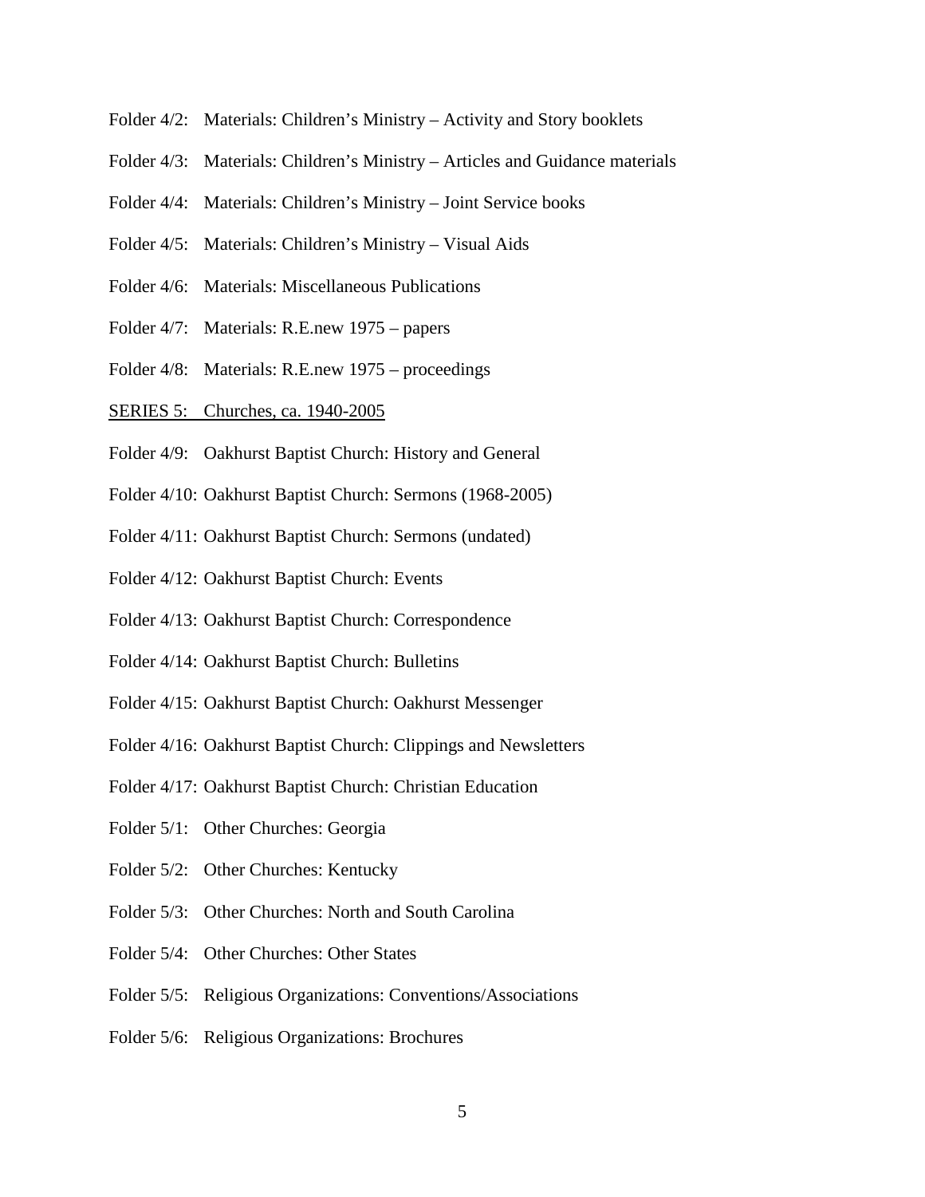Folder 4/2: Materials: Children's Ministry – Activity and Story booklets

Folder 4/3: Materials: Children's Ministry – Articles and Guidance materials

Folder 4/4: Materials: Children's Ministry – Joint Service books

Folder 4/5: Materials: Children's Ministry – Visual Aids

Folder 4/6: Materials: Miscellaneous Publications

Folder 4/7: Materials: R.E.new 1975 – papers

Folder 4/8: Materials: R.E.new 1975 – proceedings

<u>SERIES 5: Churches, ca. 1940-2005</u>

Folder 4/9: Oakhurst Baptist Church: History and General

Folder 4/10: Oakhurst Baptist Church: Sermons (1968-2005)

Folder 4/11: Oakhurst Baptist Church: Sermons (undated)

Folder 4/12: Oakhurst Baptist Church: Events

Folder 4/13: Oakhurst Baptist Church: Correspondence

Folder 4/14: Oakhurst Baptist Church: Bulletins

Folder 4/15: Oakhurst Baptist Church: Oakhurst Messenger

Folder 4/16: Oakhurst Baptist Church: Clippings and Newsletters

Folder 4/17: Oakhurst Baptist Church: Christian Education

Folder 5/1: Other Churches: Georgia

Folder 5/2: Other Churches: Kentucky

Folder 5/3: Other Churches: North and South Carolina

Folder 5/4: Other Churches: Other States

Folder 5/5: Religious Organizations: Conventions/Associations

Folder 5/6: Religious Organizations: Brochures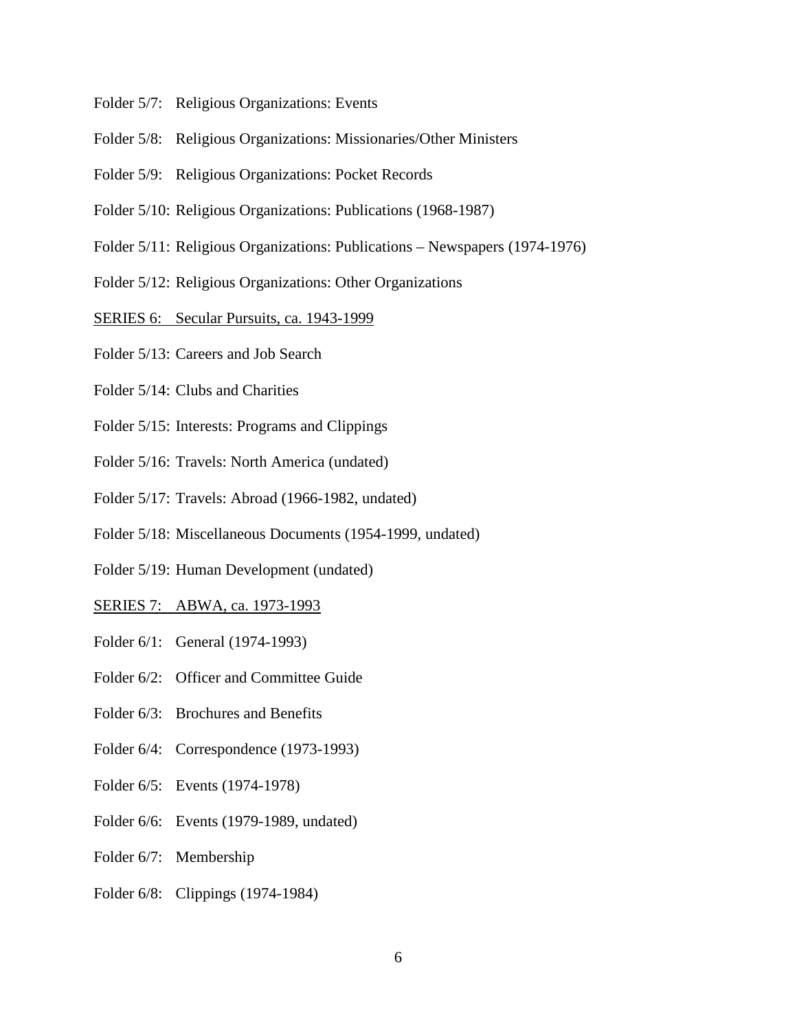Folder 5/7: Religious Organizations: Events

Folder 5/8: Religious Organizations: Missionaries/Other Ministers

Folder 5/9: Religious Organizations: Pocket Records

Folder 5/10: Religious Organizations: Publications (1968-1987)

Folder 5/11: Religious Organizations: Publications – Newspapers (1974-1976)

Folder 5/12: Religious Organizations: Other Organizations

<u>SERIES 6: Secular Pursuits, ca. 1943-1999</u>

Folder 5/13: Careers and Job Search

Folder 5/14: Clubs and Charities

Folder 5/15: Interests: Programs and Clippings

Folder 5/16: Travels: North America (undated)

Folder 5/17: Travels: Abroad (1966-1982, undated)

Folder 5/18: Miscellaneous Documents (1954-1999, undated)

Folder 5/19: Human Development (undated)

<u>SERIES 7: ABWA, ca. 1973-1993</u>

Folder 6/1: General (1974-1993)

Folder 6/2: Officer and Committee Guide

Folder 6/3: Brochures and Benefits

Folder 6/4: Correspondence (1973-1993)

Folder 6/5: Events (1974-1978)

Folder 6/6: Events (1979-1989, undated)

Folder 6/7: Membership

Folder 6/8: Clippings (1974-1984)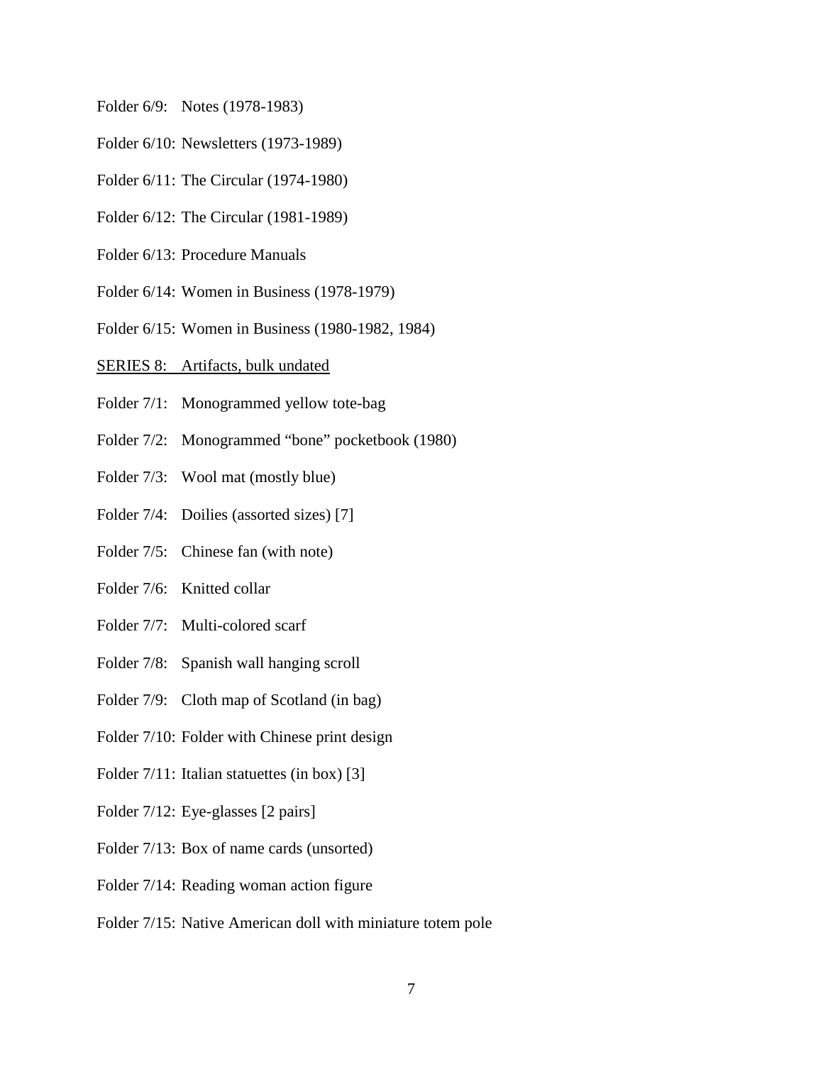Folder 6/9: Notes (1978-1983)

Folder 6/10: Newsletters (1973-1989)

Folder 6/11: The Circular (1974-1980)

Folder 6/12: The Circular (1981-1989)

Folder 6/13: Procedure Manuals

Folder 6/14: Women in Business (1978-1979)

Folder 6/15: Women in Business (1980-1982, 1984)

<u>SERIES 8: Artifacts, bulk undated</u>

Folder 7/1: Monogrammed yellow tote-bag

Folder 7/2: Monogrammed "bone" pocketbook (1980)

Folder 7/3: Wool mat (mostly blue)

Folder 7/4: Doilies (assorted sizes) [7]

Folder 7/5: Chinese fan (with note)

Folder 7/6: Knitted collar

Folder 7/7: Multi-colored scarf

Folder 7/8: Spanish wall hanging scroll

Folder 7/9: Cloth map of Scotland (in bag)

Folder 7/10: Folder with Chinese print design

Folder 7/11: Italian statuettes (in box) [3]

Folder 7/12: Eye-glasses [2 pairs]

Folder 7/13: Box of name cards (unsorted)

Folder 7/14: Reading woman action figure

Folder 7/15: Native American doll with miniature totem pole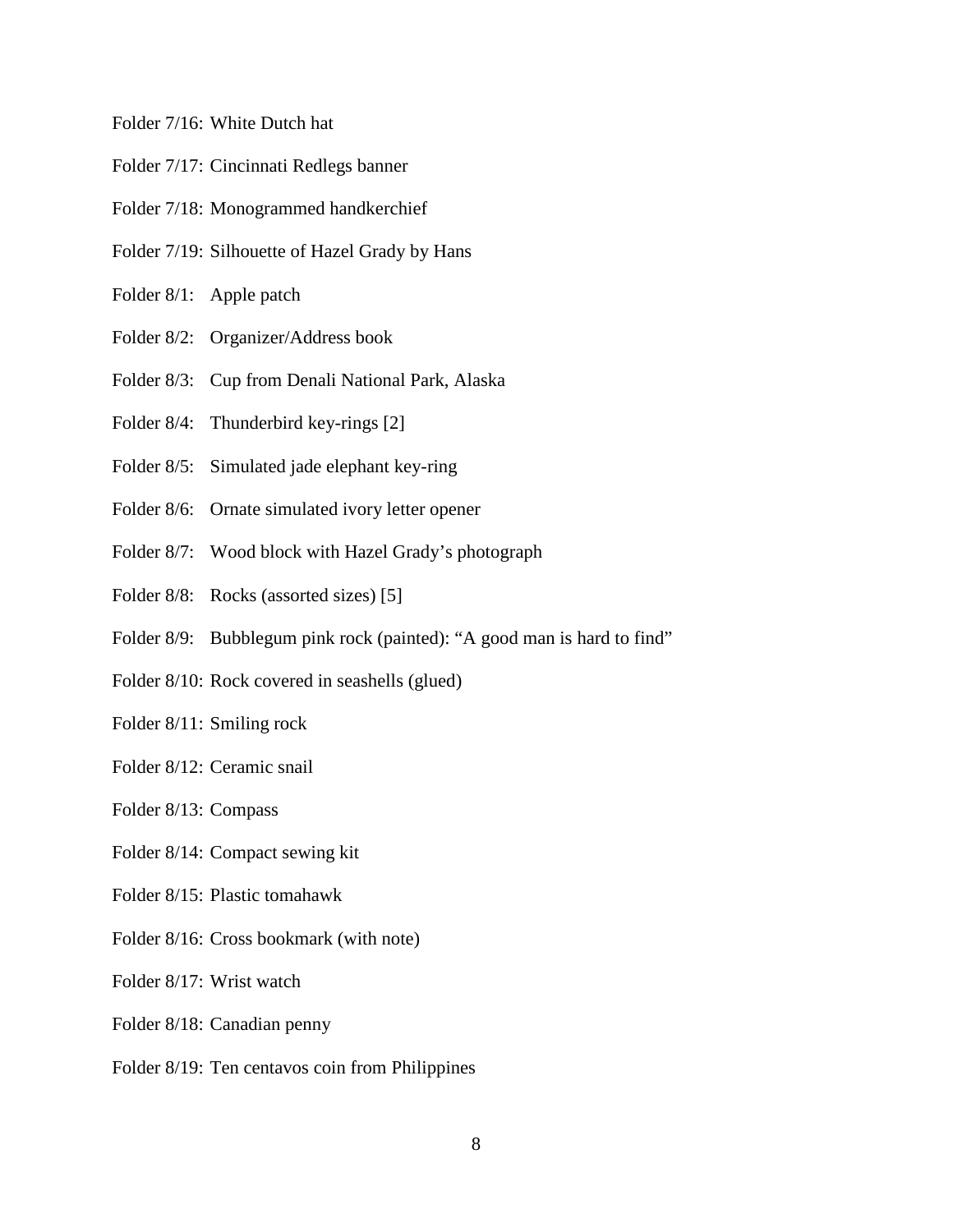Folder 7/16: White Dutch hat

Folder 7/17: Cincinnati Redlegs banner

Folder 7/18: Monogrammed handkerchief

Folder 7/19: Silhouette of Hazel Grady by Hans

Folder 8/1: Apple patch

Folder 8/2: Organizer/Address book

Folder 8/3: Cup from Denali National Park, Alaska

Folder 8/4: Thunderbird key-rings [2]

Folder 8/5: Simulated jade elephant key-ring

Folder 8/6: Ornate simulated ivory letter opener

Folder 8/7: Wood block with Hazel Grady's photograph

Folder 8/8: Rocks (assorted sizes) [5]

Folder 8/9: Bubblegum pink rock (painted): "A good man is hard to find"

Folder 8/10: Rock covered in seashells (glued)

Folder 8/11: Smiling rock

Folder 8/12: Ceramic snail

Folder 8/13: Compass

Folder 8/14: Compact sewing kit

Folder 8/15: Plastic tomahawk

Folder 8/16: Cross bookmark (with note)

Folder 8/17: Wrist watch

Folder 8/18: Canadian penny

Folder 8/19: Ten centavos coin from Philippines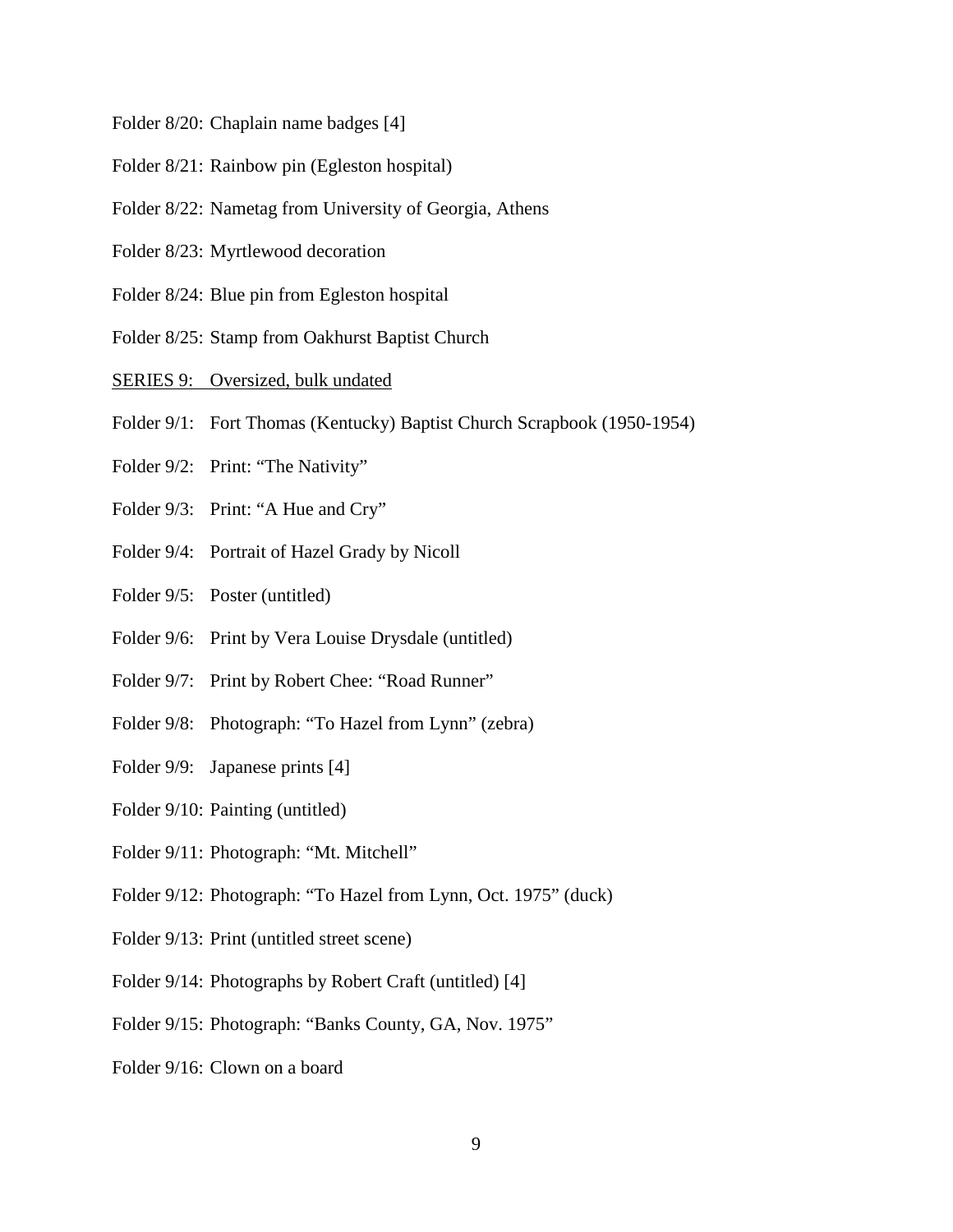Folder 8/20: Chaplain name badges [4]

Folder 8/21: Rainbow pin (Egleston hospital)

Folder 8/22: Nametag from University of Georgia, Athens

Folder 8/23: Myrtlewood decoration

Folder 8/24: Blue pin from Egleston hospital

Folder 8/25: Stamp from Oakhurst Baptist Church

<u>SERIES 9: Oversized, bulk undated</u>

Folder 9/1: Fort Thomas (Kentucky) Baptist Church Scrapbook (1950-1954)

Folder 9/2: Print: "The Nativity"

Folder 9/3: Print: "A Hue and Cry"

Folder 9/4: Portrait of Hazel Grady by Nicoll

Folder 9/5: Poster (untitled)

Folder 9/6: Print by Vera Louise Drysdale (untitled)

Folder 9/7: Print by Robert Chee: "Road Runner"

Folder 9/8: Photograph: "To Hazel from Lynn" (zebra)

Folder 9/9: Japanese prints [4]

Folder 9/10: Painting (untitled)

Folder 9/11: Photograph: "Mt. Mitchell"

Folder 9/12: Photograph: "To Hazel from Lynn, Oct. 1975" (duck)

Folder 9/13: Print (untitled street scene)

Folder 9/14: Photographs by Robert Craft (untitled) [4]

Folder 9/15: Photograph: "Banks County, GA, Nov. 1975"

Folder 9/16: Clown on a board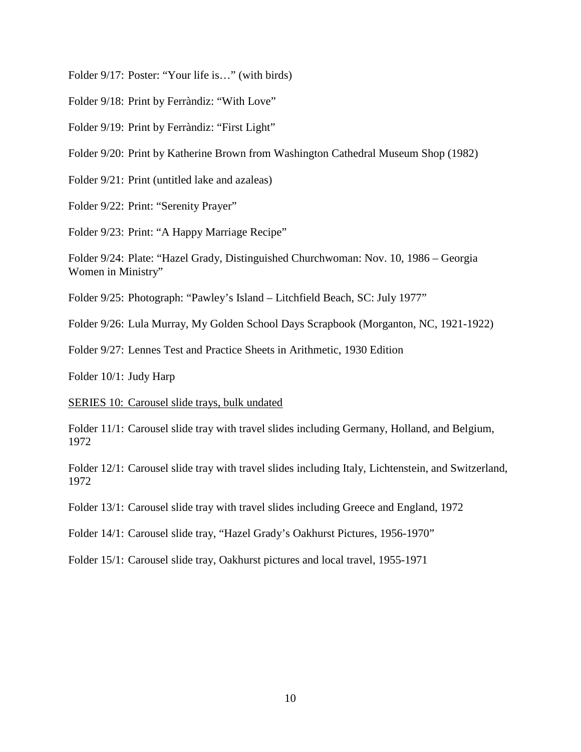Folder 9/17: Poster: "Your life is…" (with birds)

Folder 9/18: Print by Ferràndiz: "With Love"

Folder 9/19: Print by Ferràndiz: "First Light"

Folder 9/20: Print by Katherine Brown from Washington Cathedral Museum Shop (1982)

Folder 9/21: Print (untitled lake and azaleas)

Folder 9/22: Print: "Serenity Prayer"

Folder 9/23: Print: "A Happy Marriage Recipe"

Folder 9/24: Plate: "Hazel Grady, Distinguished Churchwoman: Nov. 10, 1986 – Georgia Women in Ministry"

Folder 9/25: Photograph: "Pawley's Island – Litchfield Beach, SC: July 1977"

Folder 9/26: Lula Murray, My Golden School Days Scrapbook (Morganton, NC, 1921-1922)

Folder 9/27: Lennes Test and Practice Sheets in Arithmetic, 1930 Edition

Folder 10/1: Judy Harp

<u>SERIES 10: Carousel slide trays, bulk undated</u>

Folder 11/1: Carousel slide tray with travel slides including Germany, Holland, and Belgium, 1972

Folder 12/1: Carousel slide tray with travel slides including Italy, Lichtenstein, and Switzerland, 1972

Folder 13/1: Carousel slide tray with travel slides including Greece and England, 1972

Folder 14/1: Carousel slide tray, "Hazel Grady's Oakhurst Pictures, 1956-1970"

Folder 15/1: Carousel slide tray, Oakhurst pictures and local travel, 1955-1971